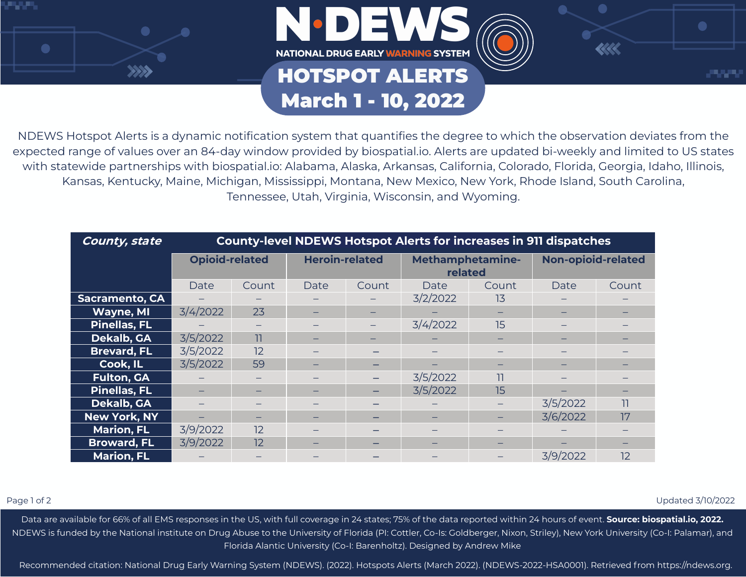# N·DEWS

NATIONAL DRUG EARLY WARNING SYSTEM

## HOTSPOT ALERTS
## March 1 - 10, 2022

NDEWS Hotspot Alerts is a dynamic notification system that quantifies the degree to which the observation deviates from the expected range of values over an 84-day window provided by biospatial.io. Alerts are updated bi-weekly and limited to US states with statewide partnerships with biospatial.io: Alabama, Alaska, Arkansas, California, Colorado, Florida, Georgia, Idaho, Illinois, Kansas, Kentucky, Maine, Michigan, Mississippi, Montana, New Mexico, New York, Rhode Island, South Carolina, Tennessee, Utah, Virginia, Wisconsin, and Wyoming.

| *County, state* | **County-level NDEWS Hotspot Alerts for increases in 911 dispatches** | | | | | | | |
|---|---|---|---|---|---|---|---|---|
| | **Opioid-related** | | **Heroin-related** | | **Methamphetamine-related** | | **Non-opioid-related** | |
| | Date | Count | Date | Count | Date | Count | Date | Count |
| **Sacramento, CA** | – | – | – | – | 3/2/2022 | 13 | – | – |
| **Wayne, MI** | 3/4/2022 | 23 | – | – | – | – | – | – |
| **Pinellas, FL** | – | – | – | – | 3/4/2022 | 15 | – | – |
| **Dekalb, GA** | 3/5/2022 | 11 | – | – | – | – | – | – |
| **Brevard, FL** | 3/5/2022 | 12 | – | – | – | – | – | – |
| **Cook, IL** | 3/5/2022 | 59 | – | – | – | – | – | – |
| **Fulton, GA** | – | – | – | – | 3/5/2022 | 11 | – | – |
| **Pinellas, FL** | – | – | – | – | 3/5/2022 | 15 | – | – |
| **Dekalb, GA** | – | – | – | – | – | – | 3/5/2022 | 11 |
| **New York, NY** | – | – | – | – | – | – | 3/6/2022 | 17 |
| **Marion, FL** | 3/9/2022 | 12 | – | – | – | – | – | – |
| **Broward, FL** | 3/9/2022 | 12 | – | – | – | – | – | – |
| **Marion, FL** | – | – | – | – | – | – | 3/9/2022 | 12 |

Updated 3/10/2022

Data are available for 66% of all EMS responses in the US, with full coverage in 24 states; 75% of the data reported within 24 hours of event. **Source: biospatial.io, 2022.**
NDEWS is funded by the National institute on Drug Abuse to the University of Florida (PI: Cottler, Co-Is: Goldberger, Nixon, Striley), New York University (Co-I: Palamar), and Florida Alantic University (Co-I: Barenholtz). Designed by Andrew Mike

Recommended citation: National Drug Early Warning System (NDEWS). (2022). Hotspots Alerts (March 2022). (NDEWS-2022-HSA0001). Retrieved from https://ndews.org.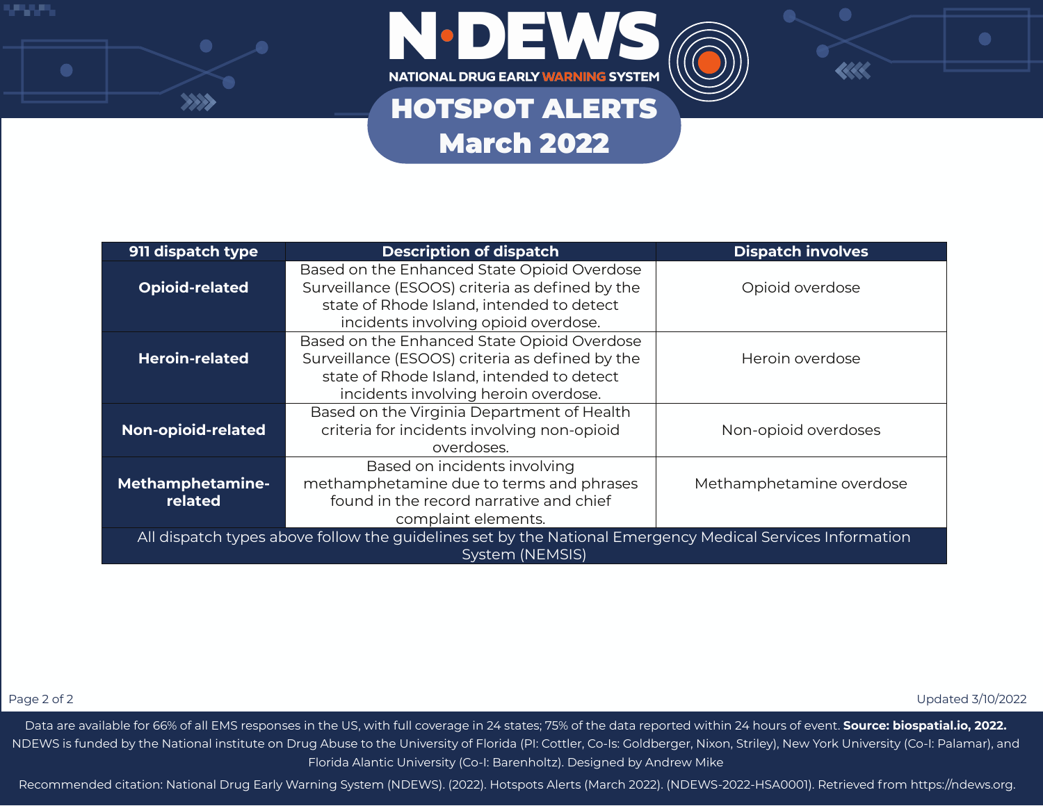# N·DEWS

NATIONAL DRUG EARLY WARNING SYSTEM

## HOTSPOT ALERTS March 2022

| 911 dispatch type | Description of dispatch | Dispatch involves |
|---|---|---|
| **Opioid-related** | Based on the Enhanced State Opioid Overdose Surveillance (ESOOS) criteria as defined by the state of Rhode Island, intended to detect incidents involving opioid overdose. | Opioid overdose |
| **Heroin-related** | Based on the Enhanced State Opioid Overdose Surveillance (ESOOS) criteria as defined by the state of Rhode Island, intended to detect incidents involving heroin overdose. | Heroin overdose |
| **Non-opioid-related** | Based on the Virginia Department of Health criteria for incidents involving non-opioid overdoses. | Non-opioid overdoses |
| **Methamphetamine-related** | Based on incidents involving methamphetamine due to terms and phrases found in the record narrative and chief complaint elements. | Methamphetamine overdose |
| All dispatch types above follow the guidelines set by the National Emergency Medical Services Information System (NEMSIS) | | |

Updated 3/10/2022

Data are available for 66% of all EMS responses in the US, with full coverage in 24 states; 75% of the data reported within 24 hours of event. **Source: biospatial.io, 2022.**
NDEWS is funded by the National institute on Drug Abuse to the University of Florida (PI: Cottler, Co-Is: Goldberger, Nixon, Striley), New York University (Co-I: Palamar), and Florida Alantic University (Co-I: Barenholtz). Designed by Andrew Mike

Recommended citation: National Drug Early Warning System (NDEWS). (2022). Hotspots Alerts (March 2022). (NDEWS-2022-HSA0001). Retrieved from https://ndews.org.